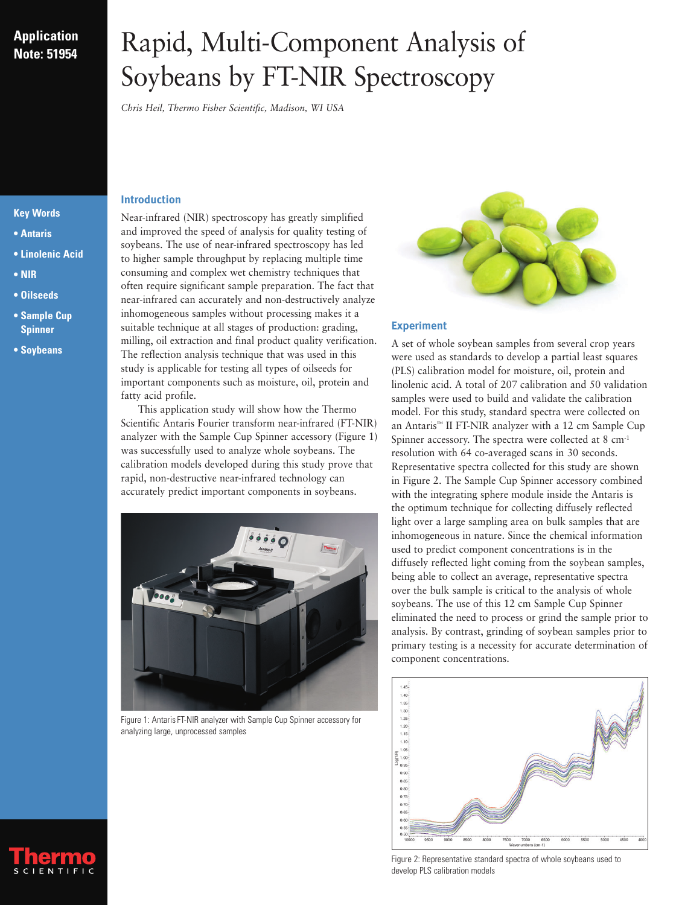**Application Note: 51954**

# Rapid, Multi-Component Analysis of Soybeans by FT-NIR Spectroscopy

*Chris Heil, Thermo Fisher Scientific, Madison, WI USA*

**Key Words**

- **Antaris**
- **Linolenic Acid**
- **NIR**
- **Oilseeds**
- **Sample Cup Spinner**
- **Soybeans**

## Introduction

Near-infrared (NIR) spectroscopy has greatly simplified and improved the speed of analysis for quality testing of soybeans. The use of near-infrared spectroscopy has led to higher sample throughput by replacing multiple time consuming and complex wet chemistry techniques that often require significant sample preparation. The fact that near-infrared can accurately and non-destructively analyze inhomogeneous samples without processing makes it a suitable technique at all stages of production: grading, milling, oil extraction and final product quality verification. The reflection analysis technique that was used in this study is applicable for testing all types of oilseeds for important components such as moisture, oil, protein and fatty acid profile.

This application study will show how the Thermo Scientific Antaris Fourier transform near-infrared (FT-NIR) analyzer with the Sample Cup Spinner accessory (Figure 1) was successfully used to analyze whole soybeans. The calibration models developed during this study prove that rapid, non-destructive near-infrared technology can accurately predict important components in soybeans.

Figure 1: Antaris FT-NIR analyzer with Sample Cup Spinner accessory for analyzing large, unprocessed samples

## Experiment

A set of whole soybean samples from several crop years were used as standards to develop a partial least squares (PLS) calibration model for moisture, oil, protein and linolenic acid. A total of 207 calibration and 50 validation samples were used to build and validate the calibration model. For this study, standard spectra were collected on an Antaris™ II FT-NIR analyzer with a 12 cm Sample Cup Spinner accessory. The spectra were collected at 8 $cm^{-1}$ resolution with 64 co-averaged scans in 30 seconds. Representative spectra collected for this study are shown in Figure 2. The Sample Cup Spinner accessory combined with the integrating sphere module inside the Antaris is the optimum technique for collecting diffusely reflected light over a large sampling area on bulk samples that are inhomogeneous in nature. Since the chemical information used to predict component concentrations is in the diffusely reflected light coming from the soybean samples, being able to collect an average, representative spectra over the bulk sample is critical to the analysis of whole soybeans. The use of this 12 cm Sample Cup Spinner eliminated the need to process or grind the sample prior to analysis. By contrast, grinding of soybean samples prior to primary testing is a necessity for accurate determination of component concentrations.

Figure 2: Representative standard spectra of whole soybeans used to develop PLS calibration models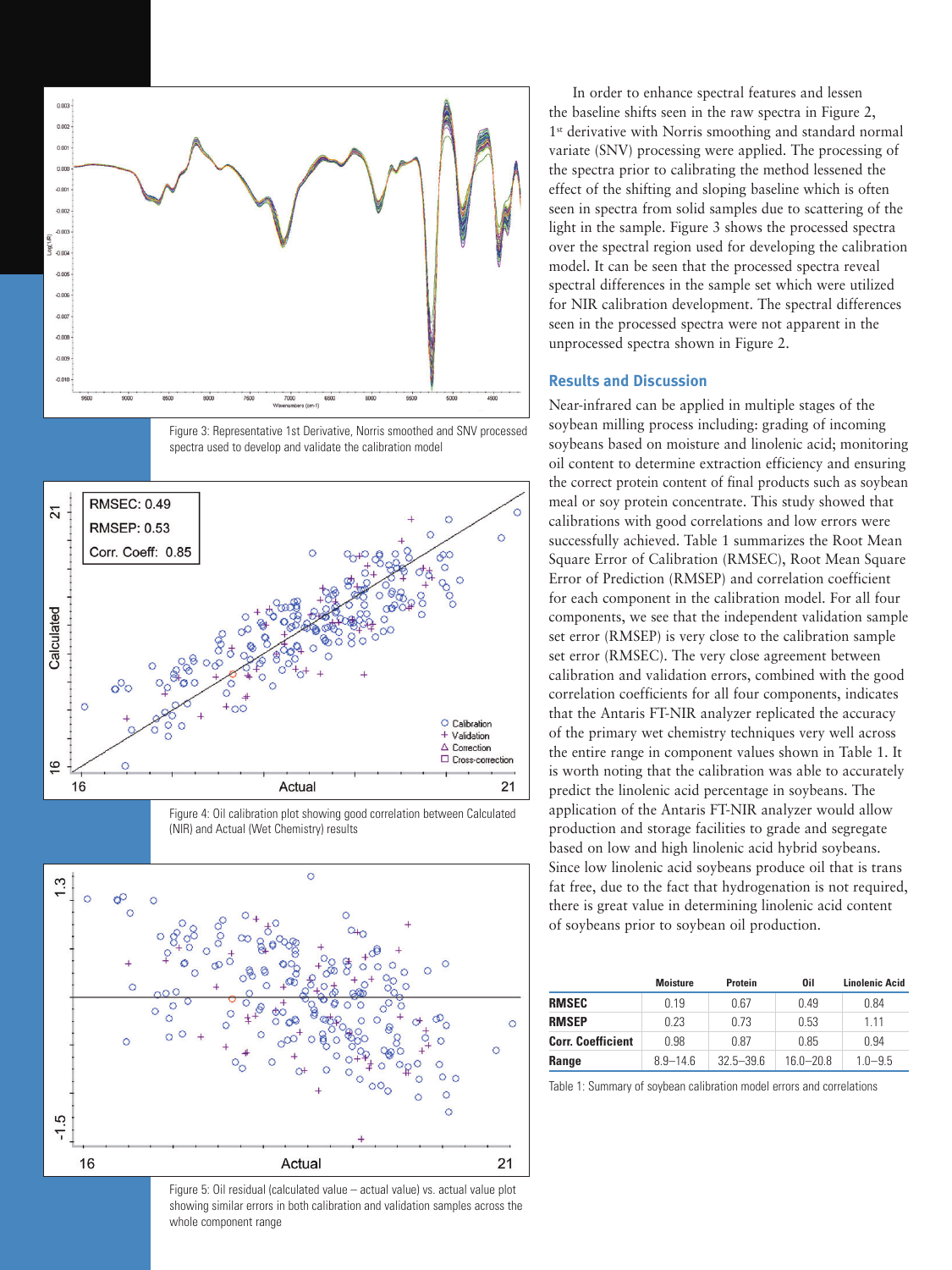Figure 3: Representative 1st Derivative, Norris smoothed and SNV processed spectra used to develop and validate the calibration model

Figure 4: Oil calibration plot showing good correlation between Calculated (NIR) and Actual (Wet Chemistry) results

Figure 5: Oil residual (calculated value – actual value) vs. actual value plot showing similar errors in both calibration and validation samples across the whole component range

In order to enhance spectral features and lessen the baseline shifts seen in the raw spectra in Figure 2, 1st derivative with Norris smoothing and standard normal variate (SNV) processing were applied. The processing of the spectra prior to calibrating the method lessened the effect of the shifting and sloping baseline which is often seen in spectra from solid samples due to scattering of the light in the sample. Figure 3 shows the processed spectra over the spectral region used for developing the calibration model. It can be seen that the processed spectra reveal spectral differences in the sample set which were utilized for NIR calibration development. The spectral differences seen in the processed spectra were not apparent in the unprocessed spectra shown in Figure 2.

## Results and Discussion

Near-infrared can be applied in multiple stages of the soybean milling process including: grading of incoming soybeans based on moisture and linolenic acid; monitoring oil content to determine extraction efficiency and ensuring the correct protein content of final products such as soybean meal or soy protein concentrate. This study showed that calibrations with good correlations and low errors were successfully achieved. Table 1 summarizes the Root Mean Square Error of Calibration (RMSEC), Root Mean Square Error of Prediction (RMSEP) and correlation coefficient for each component in the calibration model. For all four components, we see that the independent validation sample set error (RMSEP) is very close to the calibration sample set error (RMSEC). The very close agreement between calibration and validation errors, combined with the good correlation coefficients for all four components, indicates that the Antaris FT-NIR analyzer replicated the accuracy of the primary wet chemistry techniques very well across the entire range in component values shown in Table 1. It is worth noting that the calibration was able to accurately predict the linolenic acid percentage in soybeans. The application of the Antaris FT-NIR analyzer would allow production and storage facilities to grade and segregate based on low and high linolenic acid hybrid soybeans. Since low linolenic acid soybeans produce oil that is trans fat free, due to the fact that hydrogenation is not required, there is great value in determining linolenic acid content of soybeans prior to soybean oil production.

| | Moisture | Protein | Oil | Linolenic Acid |
|---|---|---|---|---|
| **RMSEC** | 0.19 | 0.67 | 0.49 | 0.84 |
| **RMSEP** | 0.23 | 0.73 | 0.53 | 1.11 |
| **Corr. Coefficient** | 0.98 | 0.87 | 0.85 | 0.94 |
| **Range** | 8.9–14.6 | 32.5–39.6 | 16.0–20.8 | 1.0–9.5 |

Table 1: Summary of soybean calibration model errors and correlations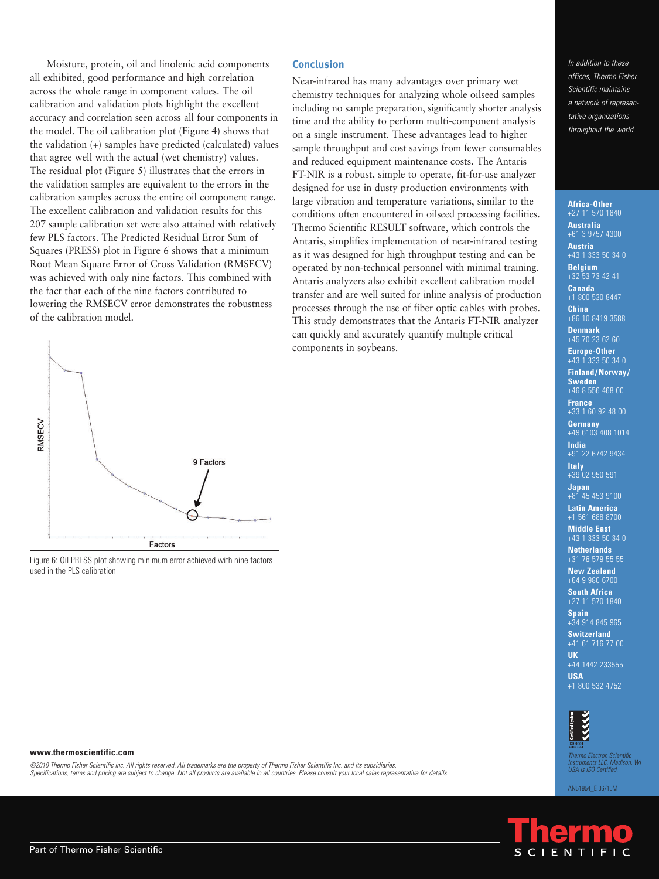Moisture, protein, oil and linolenic acid components all exhibited, good performance and high correlation across the whole range in component values. The oil calibration and validation plots highlight the excellent accuracy and correlation seen across all four components in the model. The oil calibration plot (Figure 4) shows that the validation (+) samples have predicted (calculated) values that agree well with the actual (wet chemistry) values. The residual plot (Figure 5) illustrates that the errors in the validation samples are equivalent to the errors in the calibration samples across the entire oil component range. The excellent calibration and validation results for this 207 sample calibration set were also attained with relatively few PLS factors. The Predicted Residual Error Sum of Squares (PRESS) plot in Figure 6 shows that a minimum Root Mean Square Error of Cross Validation (RMSECV) was achieved with only nine factors. This combined with the fact that each of the nine factors contributed to lowering the RMSECV error demonstrates the robustness of the calibration model.

RMSECV

9 Factors

Factors

Figure 6: Oil PRESS plot showing minimum error achieved with nine factors used in the PLS calibration

## Conclusion

Near-infrared has many advantages over primary wet chemistry techniques for analyzing whole oilseed samples including no sample preparation, significantly shorter analysis time and the ability to perform multi-component analysis on a single instrument. These advantages lead to higher sample throughput and cost savings from fewer consumables and reduced equipment maintenance costs. The Antaris FT-NIR is a robust, simple to operate, fit-for-use analyzer designed for use in dusty production environments with large vibration and temperature variations, similar to the conditions often encountered in oilseed processing facilities. Thermo Scientific RESULT software, which controls the Antaris, simplifies implementation of near-infrared testing as it was designed for high throughput testing and can be operated by non-technical personnel with minimal training. Antaris analyzers also exhibit excellent calibration model transfer and are well suited for inline analysis of production processes through the use of fiber optic cables with probes. This study demonstrates that the Antaris FT-NIR analyzer can quickly and accurately quantify multiple critical components in soybeans.

*In addition to these offices, Thermo Fisher Scientific maintains a network of representative organizations throughout the world.*

**Africa-Other**
+27 11 570 1840
**Australia**
+61 3 9757 4300
**Austria**
+43 1 333 50 34 0
**Belgium**
+32 53 73 42 41
**Canada**
+1 800 530 8447
**China**
+86 10 8419 3588
**Denmark**
+45 70 23 62 60
**Europe-Other**
+43 1 333 50 34 0
**Finland/Norway/Sweden**
+46 8 556 468 00
**France**
+33 1 60 92 48 00
**Germany**
+49 6103 408 1014
**India**
+91 22 6742 9434
**Italy**
+39 02 950 591
**Japan**
+81 45 453 9100
**Latin America**
+1 561 688 8700
**Middle East**
+43 1 333 50 34 0
**Netherlands**
+31 76 579 55 55
**New Zealand**
+64 9 980 6700
**South Africa**
+27 11 570 1840
**Spain**
+34 914 845 965
**Switzerland**
+41 61 716 77 00
**UK**
+44 1442 233555
**USA**
+1 800 532 4752

*Thermo Electron Scientific Instruments LLC, Madison, WI USA is ISO Certified.*

AN51954_E 06/10M

**www.thermoscientific.com**

*©2010 Thermo Fisher Scientific Inc. All rights reserved. All trademarks are the property of Thermo Fisher Scientific Inc. and its subsidiaries. Specifications, terms and pricing are subject to change. Not all products are available in all countries. Please consult your local sales representative for details.*

Part of Thermo Fisher Scientific

Thermo SCIENTIFIC